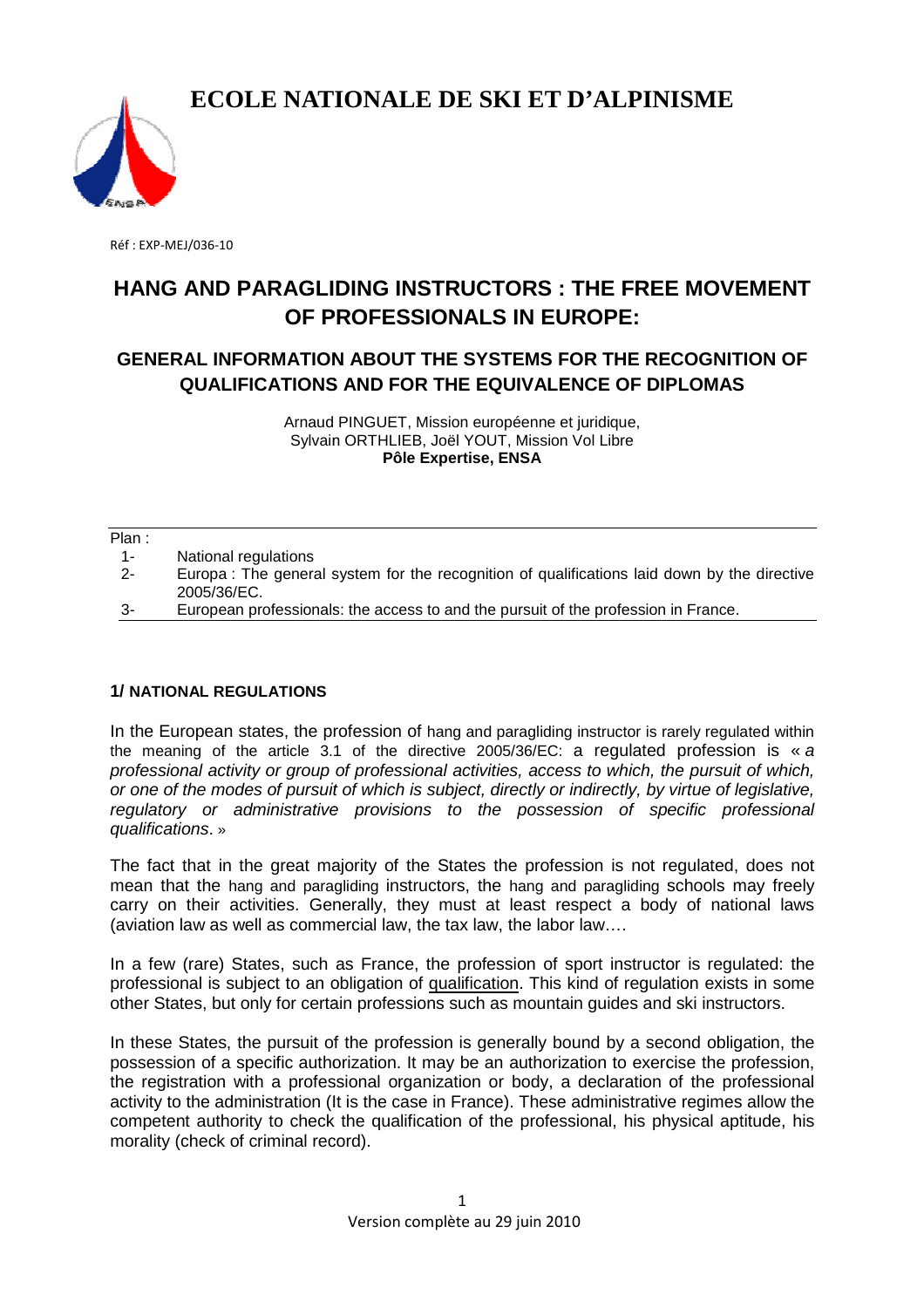# ECOLE NATIONALE DE SKI ET D'ALPINISME

Réf : EXP-MEJ/036-10

## HANG AND PARAGLIDING INSTRUCTORS : THE FREE MOVEMENT OF PROFESSIONALS IN EUROPE:

### GENERAL INFORMATION ABOUT THE SYSTEMS FOR THE RECOGNITION OF QUALIFICATIONS AND FOR THE EQUIVALENCE OF DIPLOMAS

Arnaud PINGUET, Mission européenne et juridique,
Sylvain ORTHLIEB, Joël YOUT, Mission Vol Libre
**Pôle Expertise, ENSA**

---

Plan :

1- National regulations
2- Europa : The general system for the recognition of qualifications laid down by the directive 2005/36/EC.
3- European professionals: the access to and the pursuit of the profession in France.

---

### 1/ NATIONAL REGULATIONS

In the European states, the profession of hang and paragliding instructor is rarely regulated within the meaning of the article 3.1 of the directive 2005/36/EC: a regulated profession is « *a professional activity or group of professional activities, access to which, the pursuit of which, or one of the modes of pursuit of which is subject, directly or indirectly, by virtue of legislative, regulatory or administrative provisions to the possession of specific professional qualifications*. »

The fact that in the great majority of the States the profession is not regulated, does not mean that the hang and paragliding instructors, the hang and paragliding schools may freely carry on their activities. Generally, they must at least respect a body of national laws (aviation law as well as commercial law, the tax law, the labor law….

In a few (rare) States, such as France, the profession of sport instructor is regulated: the professional is subject to an obligation of qualification. This kind of regulation exists in some other States, but only for certain professions such as mountain guides and ski instructors.

In these States, the pursuit of the profession is generally bound by a second obligation, the possession of a specific authorization. It may be an authorization to exercise the profession, the registration with a professional organization or body, a declaration of the professional activity to the administration (It is the case in France). These administrative regimes allow the competent authority to check the qualification of the professional, his physical aptitude, his morality (check of criminal record).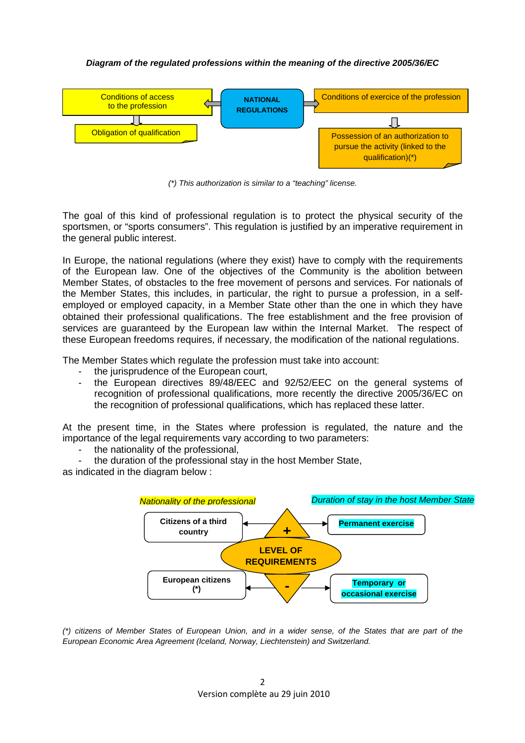***Diagram of the regulated professions within the meaning of the directive 2005/36/EC***

Conditions of access to the profession ← NATIONAL REGULATIONS → Conditions of exercice of the profession

Obligation of qualification

Possession of an authorization to pursue the activity (linked to the qualification)(*)

*(*) This authorization is similar to a "teaching" license.*

The goal of this kind of professional regulation is to protect the physical security of the sportsmen, or "sports consumers". This regulation is justified by an imperative requirement in the general public interest.

In Europe, the national regulations (where they exist) have to comply with the requirements of the European law. One of the objectives of the Community is the abolition between Member States, of obstacles to the free movement of persons and services. For nationals of the Member States, this includes, in particular, the right to pursue a profession, in a self-employed or employed capacity, in a Member State other than the one in which they have obtained their professional qualifications. The free establishment and the free provision of services are guaranteed by the European law within the Internal Market. The respect of these European freedoms requires, if necessary, the modification of the national regulations.

The Member States which regulate the profession must take into account:

- the jurisprudence of the European court,
- the European directives 89/48/EEC and 92/52/EEC on the general systems of recognition of professional qualifications, more recently the directive 2005/36/EC on the recognition of professional qualifications, which has replaced these latter.

At the present time, in the States where profession is regulated, the nature and the importance of the legal requirements vary according to two parameters:

- the nationality of the professional,
- the duration of the professional stay in the host Member State,

as indicated in the diagram below :

*Nationality of the professional* — *Duration of stay in the host Member State*

**Citizens of a third country** ← + → **Permanent exercise**

LEVEL OF REQUIREMENTS

**European citizens (*)** ← - → **Temporary or occasional exercise**

*(*) citizens of Member States of European Union, and in a wider sense, of the States that are part of the European Economic Area Agreement (Iceland, Norway, Liechtenstein) and Switzerland.*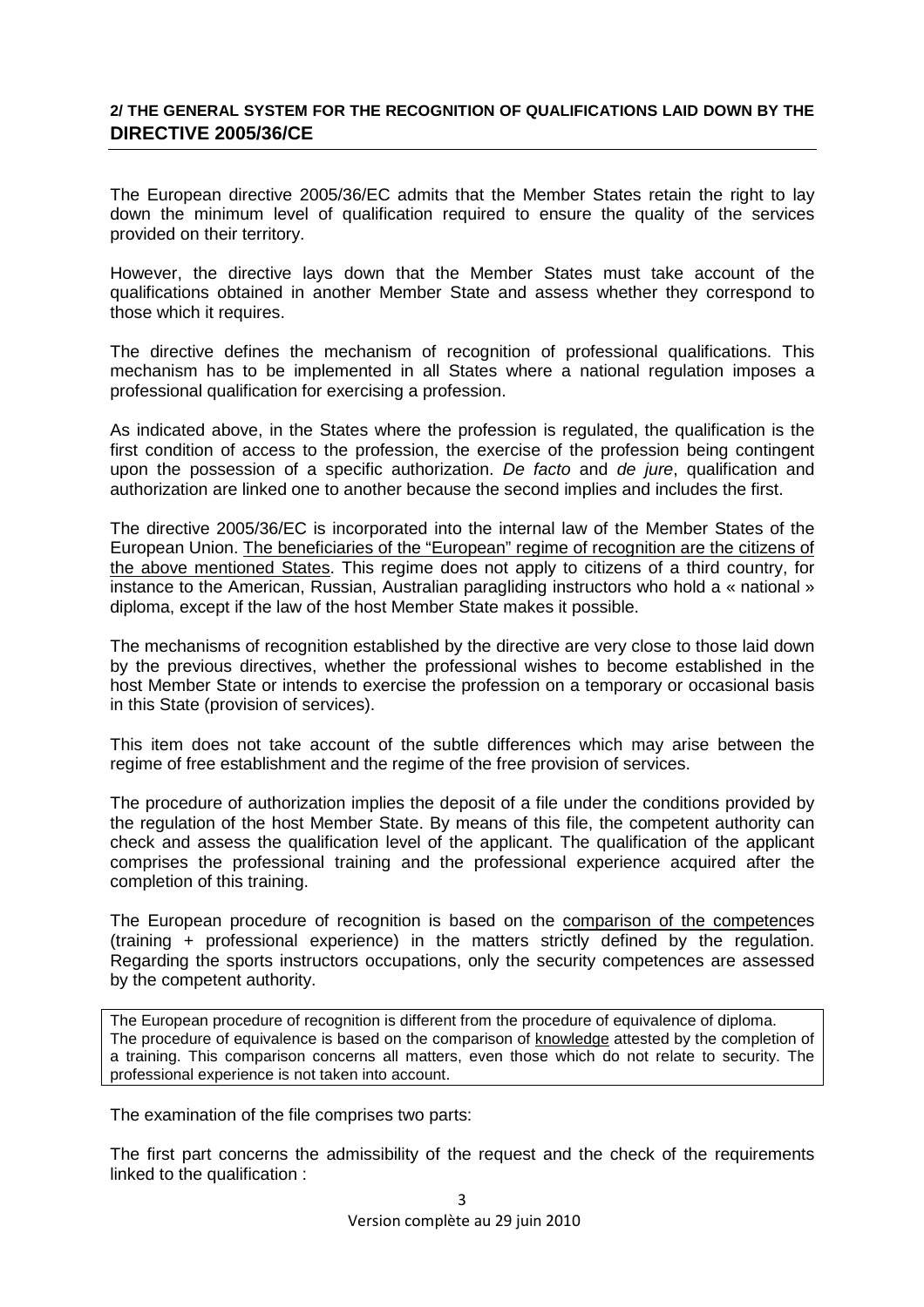## 2/ THE GENERAL SYSTEM FOR THE RECOGNITION OF QUALIFICATIONS LAID DOWN BY THE DIRECTIVE 2005/36/CE

The European directive 2005/36/EC admits that the Member States retain the right to lay down the minimum level of qualification required to ensure the quality of the services provided on their territory.

However, the directive lays down that the Member States must take account of the qualifications obtained in another Member State and assess whether they correspond to those which it requires.

The directive defines the mechanism of recognition of professional qualifications. This mechanism has to be implemented in all States where a national regulation imposes a professional qualification for exercising a profession.

As indicated above, in the States where the profession is regulated, the qualification is the first condition of access to the profession, the exercise of the profession being contingent upon the possession of a specific authorization. *De facto* and *de jure*, qualification and authorization are linked one to another because the second implies and includes the first.

The directive 2005/36/EC is incorporated into the internal law of the Member States of the European Union. The beneficiaries of the "European" regime of recognition are the citizens of the above mentioned States. This regime does not apply to citizens of a third country, for instance to the American, Russian, Australian paragliding instructors who hold a « national » diploma, except if the law of the host Member State makes it possible.

The mechanisms of recognition established by the directive are very close to those laid down by the previous directives, whether the professional wishes to become established in the host Member State or intends to exercise the profession on a temporary or occasional basis in this State (provision of services).

This item does not take account of the subtle differences which may arise between the regime of free establishment and the regime of the free provision of services.

The procedure of authorization implies the deposit of a file under the conditions provided by the regulation of the host Member State. By means of this file, the competent authority can check and assess the qualification level of the applicant. The qualification of the applicant comprises the professional training and the professional experience acquired after the completion of this training.

The European procedure of recognition is based on the comparison of the competences (training + professional experience) in the matters strictly defined by the regulation. Regarding the sports instructors occupations, only the security competences are assessed by the competent authority.

> The European procedure of recognition is different from the procedure of equivalence of diploma. The procedure of equivalence is based on the comparison of knowledge attested by the completion of a training. This comparison concerns all matters, even those which do not relate to security. The professional experience is not taken into account.

The examination of the file comprises two parts:

The first part concerns the admissibility of the request and the check of the requirements linked to the qualification :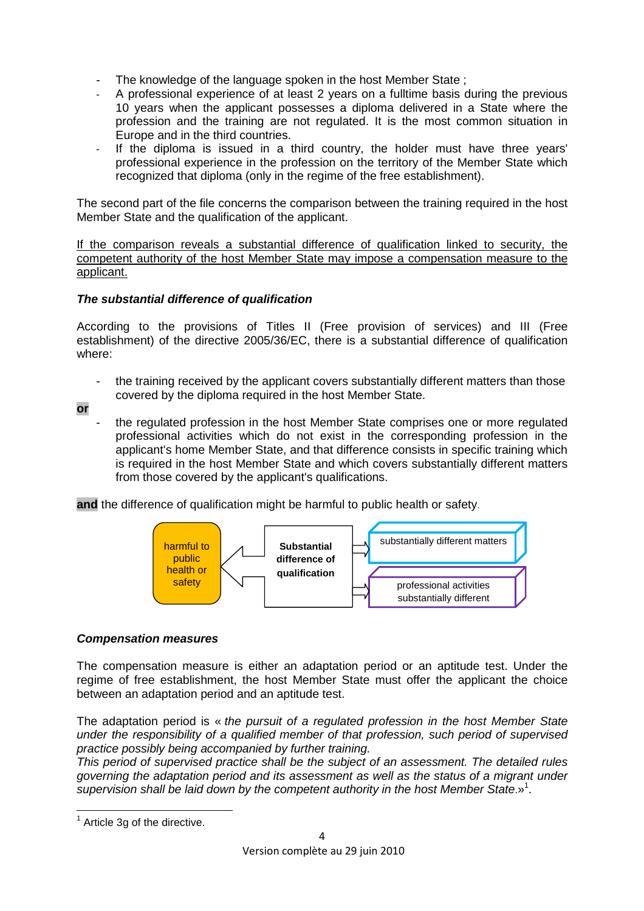- The knowledge of the language spoken in the host Member State ;
- A professional experience of at least 2 years on a fulltime basis during the previous 10 years when the applicant possesses a diploma delivered in a State where the profession and the training are not regulated. It is the most common situation in Europe and in the third countries.
- If the diploma is issued in a third country, the holder must have three years' professional experience in the profession on the territory of the Member State which recognized that diploma (only in the regime of the free establishment).

The second part of the file concerns the comparison between the training required in the host Member State and the qualification of the applicant.

<u>If the comparison reveals a substantial difference of qualification linked to security, the competent authority of the host Member State may impose a compensation measure to the applicant.</u>

***The substantial difference of qualification***

According to the provisions of Titles II (Free provision of services) and III (Free establishment) of the directive 2005/36/EC, there is a substantial difference of qualification where:

- the training received by the applicant covers substantially different matters than those covered by the diploma required in the host Member State.

**or**

- the regulated profession in the host Member State comprises one or more regulated professional activities which do not exist in the corresponding profession in the applicant's home Member State, and that difference consists in specific training which is required in the host Member State and which covers substantially different matters from those covered by the applicant's qualifications.

**and** the difference of qualification might be harmful to public health or safety.

harmful to public health or safety ⇐ **Substantial difference of qualification** ⇒ substantially different matters / professional activities substantially different

***Compensation measures***

The compensation measure is either an adaptation period or an aptitude test. Under the regime of free establishment, the host Member State must offer the applicant the choice between an adaptation period and an aptitude test.

The adaptation period is « *the pursuit of a regulated profession in the host Member State under the responsibility of a qualified member of that profession, such period of supervised practice possibly being accompanied by further training.*
*This period of supervised practice shall be the subject of an assessment. The detailed rules governing the adaptation period and its assessment as well as the status of a migrant under supervision shall be laid down by the competent authority in the host Member State.*»[1].

[1] Article 3g of the directive.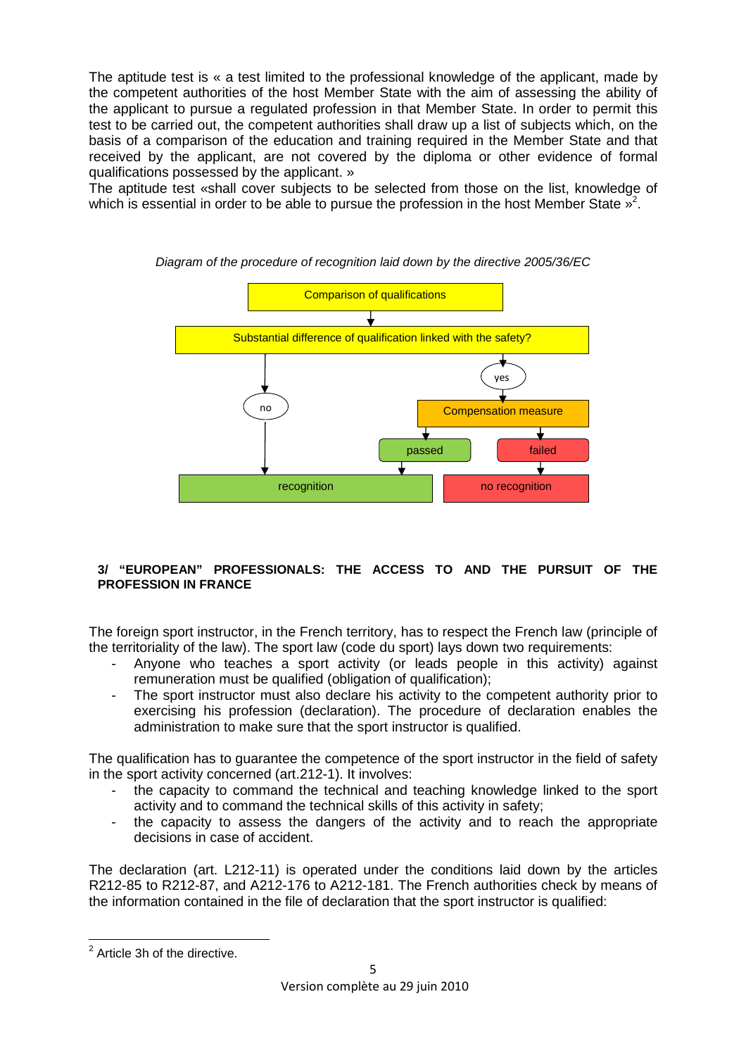The aptitude test is « a test limited to the professional knowledge of the applicant, made by the competent authorities of the host Member State with the aim of assessing the ability of the applicant to pursue a regulated profession in that Member State. In order to permit this test to be carried out, the competent authorities shall draw up a list of subjects which, on the basis of a comparison of the education and training required in the Member State and that received by the applicant, are not covered by the diploma or other evidence of formal qualifications possessed by the applicant. »
The aptitude test «shall cover subjects to be selected from those on the list, knowledge of which is essential in order to be able to pursue the profession in the host Member State »[2].

*Diagram of the procedure of recognition laid down by the directive 2005/36/EC*

Comparison of qualifications

Substantial difference of qualification linked with the safety?

no → recognition

yes → Compensation measure → passed → recognition

yes → Compensation measure → failed → no recognition

**3/ "EUROPEAN" PROFESSIONALS: THE ACCESS TO AND THE PURSUIT OF THE PROFESSION IN FRANCE**

The foreign sport instructor, in the French territory, has to respect the French law (principle of the territoriality of the law). The sport law (code du sport) lays down two requirements:

- Anyone who teaches a sport activity (or leads people in this activity) against remuneration must be qualified (obligation of qualification);
- The sport instructor must also declare his activity to the competent authority prior to exercising his profession (declaration). The procedure of declaration enables the administration to make sure that the sport instructor is qualified.

The qualification has to guarantee the competence of the sport instructor in the field of safety in the sport activity concerned (art.212-1). It involves:

- the capacity to command the technical and teaching knowledge linked to the sport activity and to command the technical skills of this activity in safety;
- the capacity to assess the dangers of the activity and to reach the appropriate decisions in case of accident.

The declaration (art. L212-11) is operated under the conditions laid down by the articles R212-85 to R212-87, and A212-176 to A212-181. The French authorities check by means of the information contained in the file of declaration that the sport instructor is qualified:

[2] Article 3h of the directive.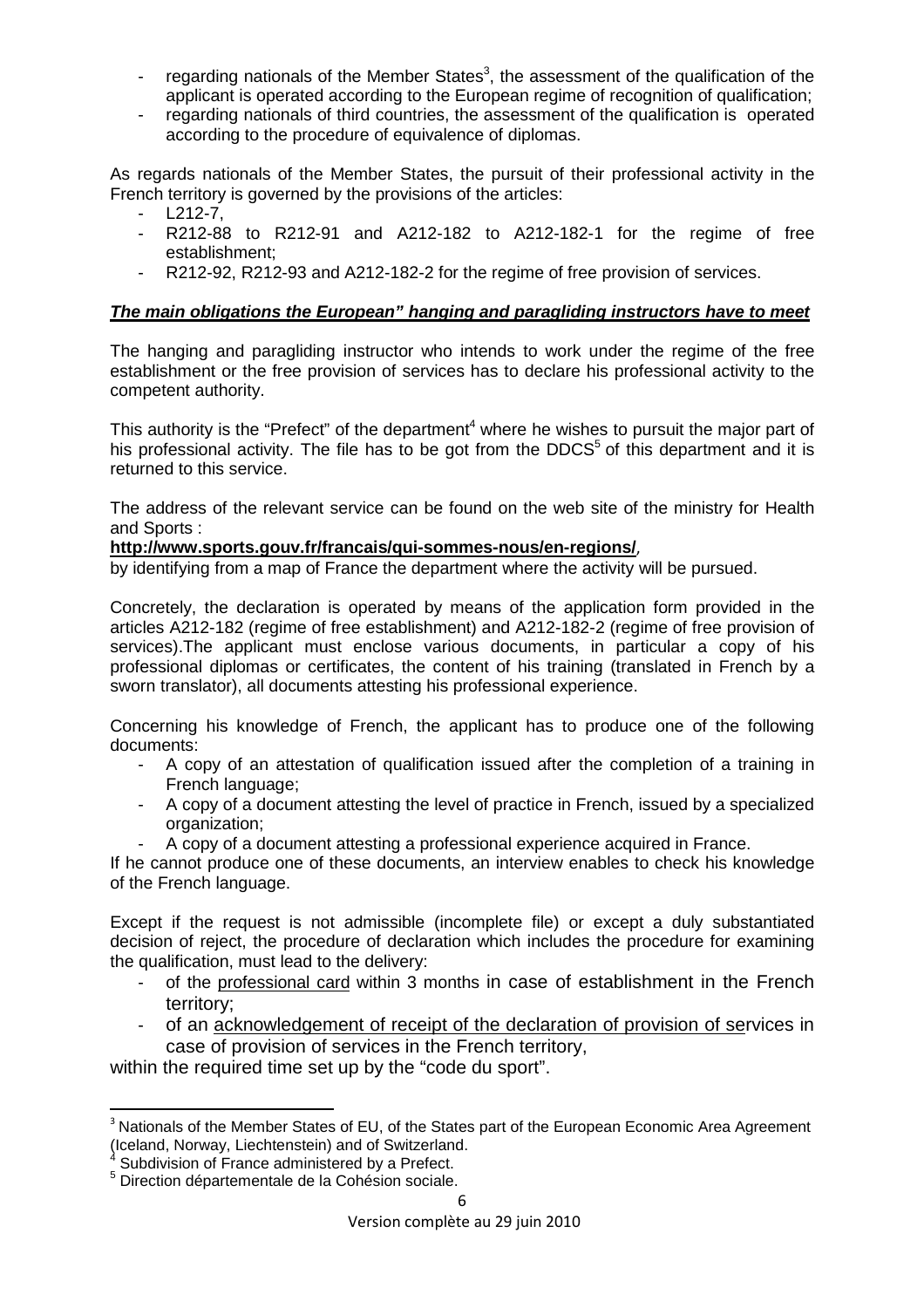- regarding nationals of the Member States[3], the assessment of the qualification of the applicant is operated according to the European regime of recognition of qualification;
- regarding nationals of third countries, the assessment of the qualification is operated according to the procedure of equivalence of diplomas.

As regards nationals of the Member States, the pursuit of their professional activity in the French territory is governed by the provisions of the articles:

- L212-7,
- R212-88 to R212-91 and A212-182 to A212-182-1 for the regime of free establishment;
- R212-92, R212-93 and A212-182-2 for the regime of free provision of services.

***<u>The main obligations the European" hanging and paragliding instructors have to meet</u>***

The hanging and paragliding instructor who intends to work under the regime of the free establishment or the free provision of services has to declare his professional activity to the competent authority.

This authority is the "Prefect" of the department[4] where he wishes to pursuit the major part of his professional activity. The file has to be got from the DDCS[5] of this department and it is returned to this service.

The address of the relevant service can be found on the web site of the ministry for Health and Sports :

**<u>http://www.sports.gouv.fr/francais/qui-sommes-nous/en-regions/</u>**,

by identifying from a map of France the department where the activity will be pursued.

Concretely, the declaration is operated by means of the application form provided in the articles A212-182 (regime of free establishment) and A212-182-2 (regime of free provision of services).The applicant must enclose various documents, in particular a copy of his professional diplomas or certificates, the content of his training (translated in French by a sworn translator), all documents attesting his professional experience.

Concerning his knowledge of French, the applicant has to produce one of the following documents:

- A copy of an attestation of qualification issued after the completion of a training in French language;
- A copy of a document attesting the level of practice in French, issued by a specialized organization;
- A copy of a document attesting a professional experience acquired in France.

If he cannot produce one of these documents, an interview enables to check his knowledge of the French language.

Except if the request is not admissible (incomplete file) or except a duly substantiated decision of reject, the procedure of declaration which includes the procedure for examining the qualification, must lead to the delivery:

- of the <u>professional card</u> within 3 months in case of establishment in the French territory;
- of an <u>acknowledgement of receipt of the declaration of provision of se</u>rvices in case of provision of services in the French territory,

within the required time set up by the "code du sport".

---

[3] Nationals of the Member States of EU, of the States part of the European Economic Area Agreement (Iceland, Norway, Liechtenstein) and of Switzerland.

[4] Subdivision of France administered by a Prefect.

[5] Direction départementale de la Cohésion sociale.

Version complète au 29 juin 2010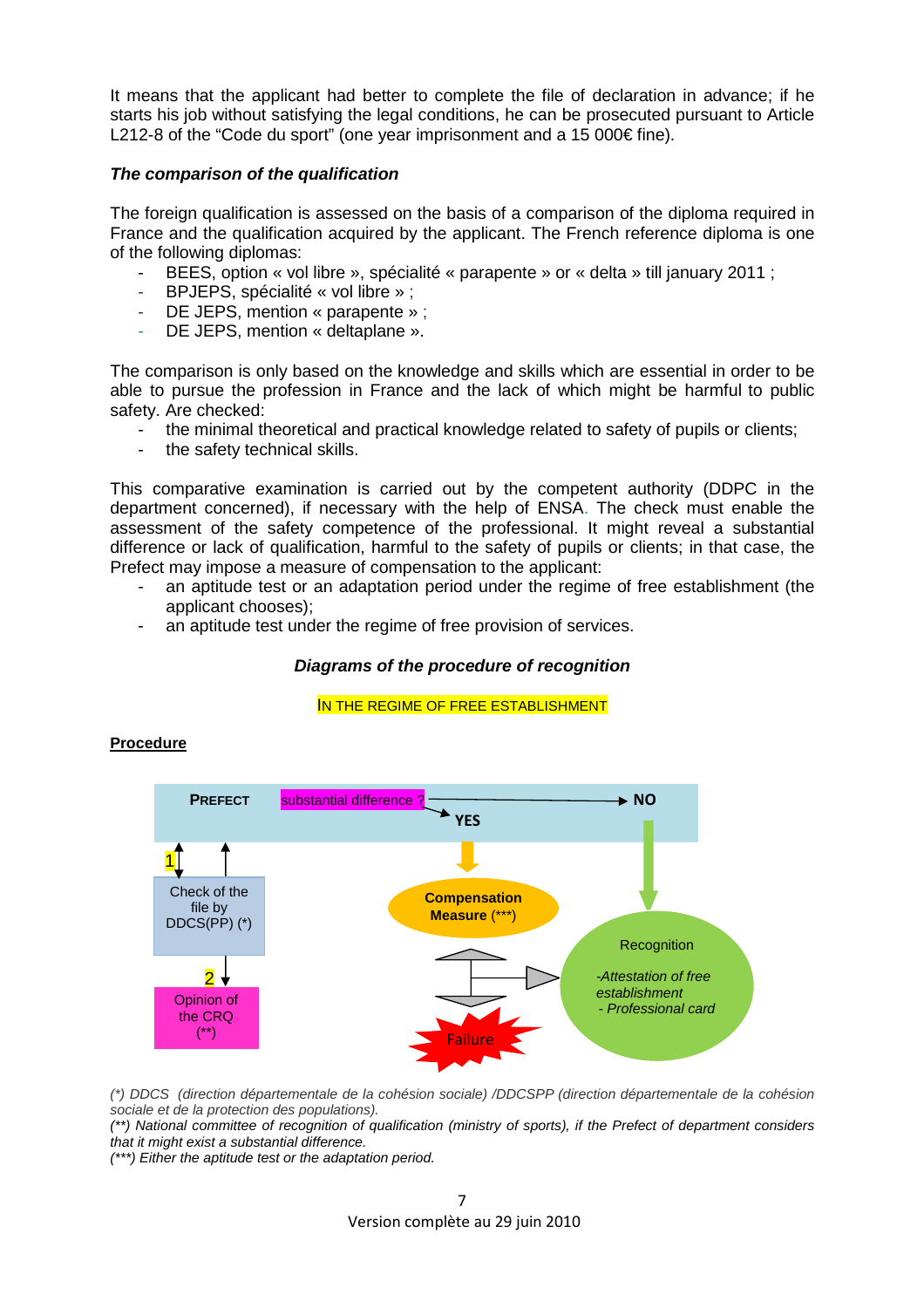It means that the applicant had better to complete the file of declaration in advance; if he starts his job without satisfying the legal conditions, he can be prosecuted pursuant to Article L212-8 of the "Code du sport" (one year imprisonment and a 15 000€ fine).

### *The comparison of the qualification*

The foreign qualification is assessed on the basis of a comparison of the diploma required in France and the qualification acquired by the applicant. The French reference diploma is one of the following diplomas:

- BEES, option « vol libre », spécialité « parapente » or « delta » till january 2011 ;
- BPJEPS, spécialité « vol libre » ;
- DE JEPS, mention « parapente » ;
- DE JEPS, mention « deltaplane ».

The comparison is only based on the knowledge and skills which are essential in order to be able to pursue the profession in France and the lack of which might be harmful to public safety. Are checked:

- the minimal theoretical and practical knowledge related to safety of pupils or clients;
- the safety technical skills.

This comparative examination is carried out by the competent authority (DDPC in the department concerned), if necessary with the help of ENSA. The check must enable the assessment of the safety competence of the professional. It might reveal a substantial difference or lack of qualification, harmful to the safety of pupils or clients; in that case, the Prefect may impose a measure of compensation to the applicant:

- an aptitude test or an adaptation period under the regime of free establishment (the applicant chooses);
- an aptitude test under the regime of free provision of services.

### *Diagrams of the procedure of recognition*

IN THE REGIME OF FREE ESTABLISHMENT

**Procedure**

PREFECT — substantial difference ? → NO / YES

1 ↕ Check of the file by DDCS(PP) (*)

2 ↓ Opinion of the CRQ (**)

YES → Compensation Measure (***) → Recognition / Failure

NO → Recognition: -Attestation of free establishment - Professional card

*(\*) DDCS (direction départementale de la cohésion sociale) /DDCSPP (direction départementale de la cohésion sociale et de la protection des populations).*
*(\*\*) National committee of recognition of qualification (ministry of sports), if the Prefect of department considers that it might exist a substantial difference.*
*(\*\*\*) Either the aptitude test or the adaptation period.*

Version complète au 29 juin 2010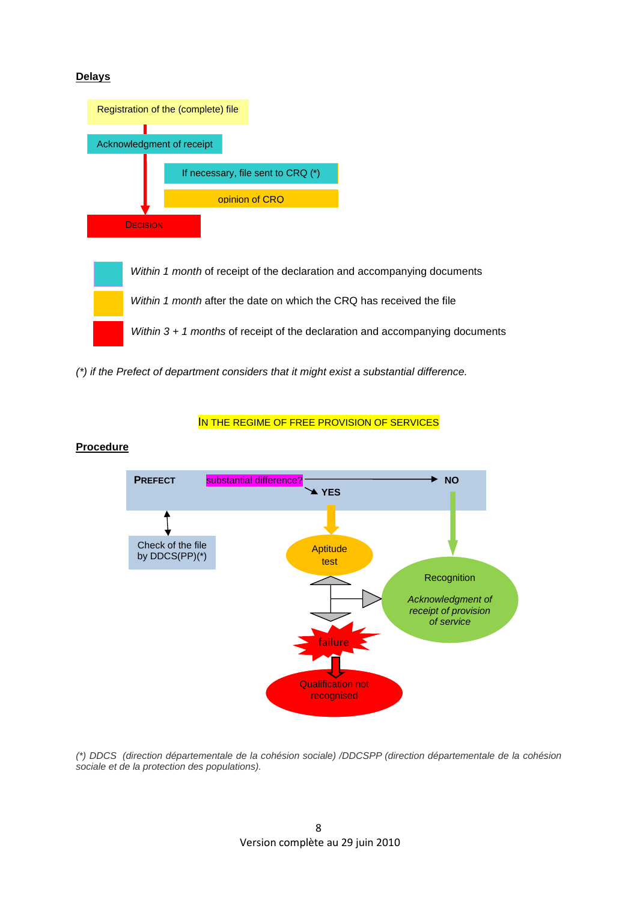**Delays**

Registration of the (complete) file

Acknowledgment of receipt

If necessary, file sent to CRQ (*)

opinion of CRQ

DECISION

*Within 1 month* of receipt of the declaration and accompanying documents

*Within 1 month* after the date on which the CRQ has received the file

*Within 3 + 1 months* of receipt of the declaration and accompanying documents

*(*) if the Prefect of department considers that it might exist a substantial difference.*

IN THE REGIME OF FREE PROVISION OF SERVICES

**Procedure**

PREFECT — substantial difference? → NO / YES

Check of the file by DDCS(PP)(*)

Aptitude test

Recognition

*Acknowledgment of receipt of provision of service*

failure

Qualification not recognised

*(*) DDCS (direction départementale de la cohésion sociale) /DDCSPP (direction départementale de la cohésion sociale et de la protection des populations).*

Version complète au 29 juin 2010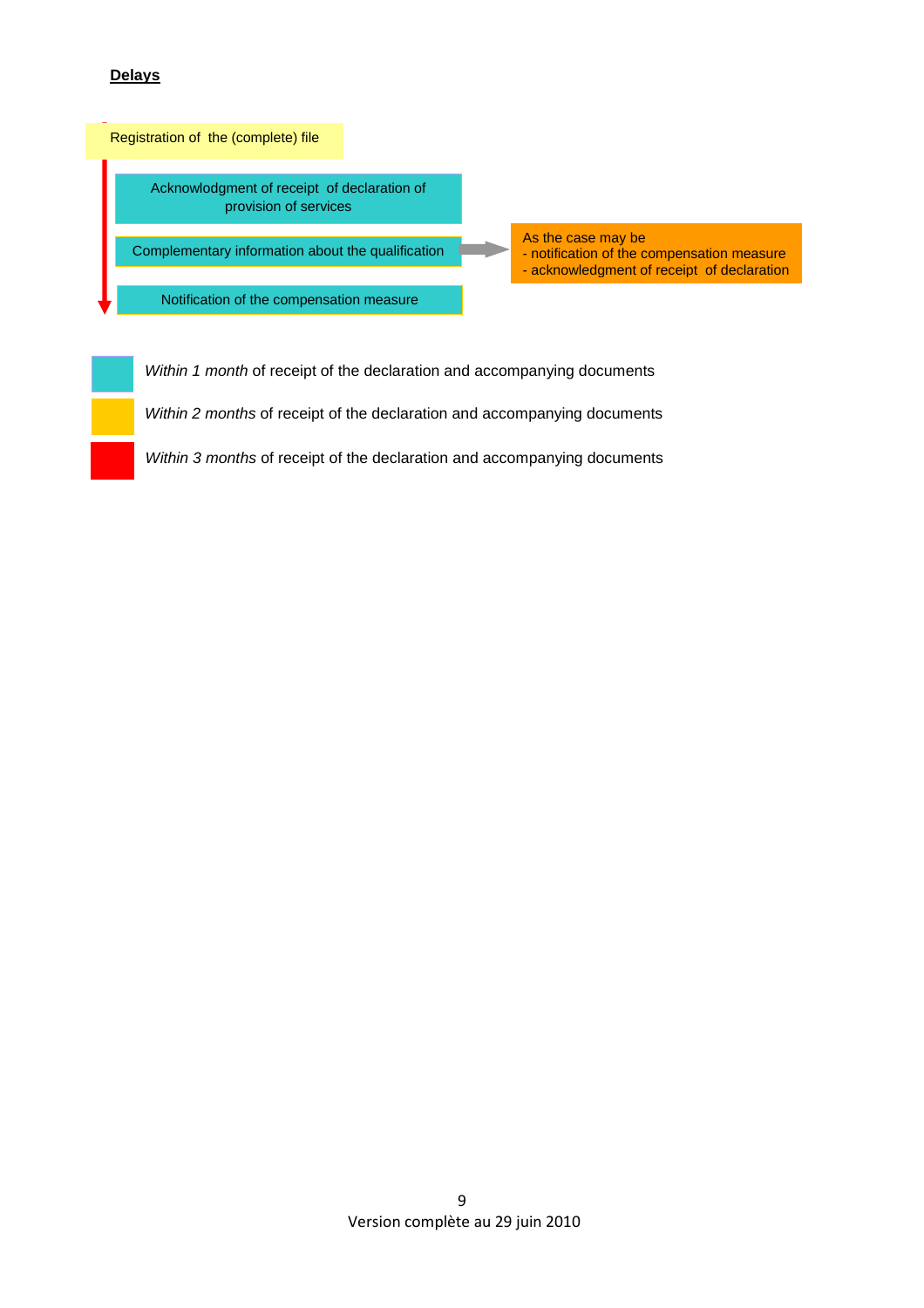**Delays**

Registration of the (complete) file

Acknowledgment of receipt of declaration of provision of services

Complementary information about the qualification

As the case may be
- notification of the compensation measure
- acknowledgment of receipt of declaration

Notification of the compensation measure

*Within 1 month* of receipt of the declaration and accompanying documents

*Within 2 months* of receipt of the declaration and accompanying documents

*Within 3 months* of receipt of the declaration and accompanying documents

Version complète au 29 juin 2010